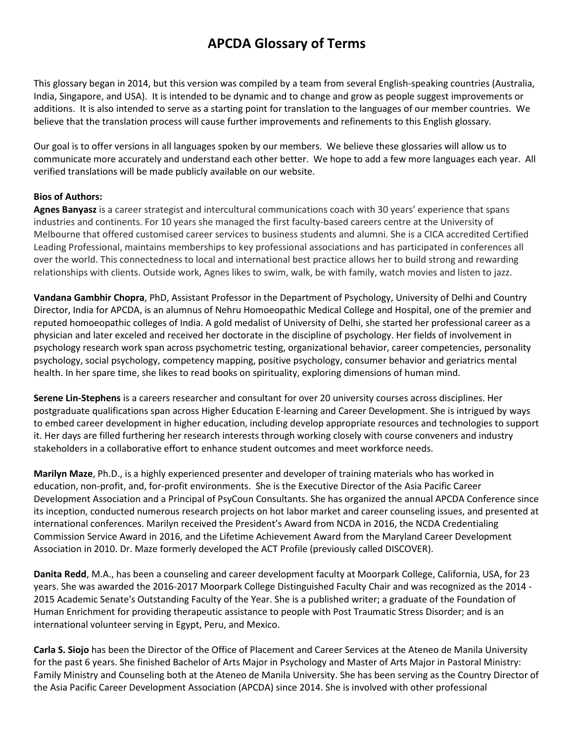# APCDA Glossary of Terms

This glossary began in 2014, but this version was compiled by a team from several English-speaking countries (Australia, India, Singapore, and USA). It is intended to be dynamic and to change and grow as people suggest improvements or additions. It is also intended to serve as a starting point for translation to the languages of our member countries. We believe that the translation process will cause further improvements and refinements to this English glossary.

Our goal is to offer versions in all languages spoken by our members. We believe these glossaries will allow us to communicate more accurately and understand each other better. We hope to add a few more languages each year. All verified translations will be made publicly available on our website.

**Bios of Authors:**

**Agnes Banyasz** is a career strategist and intercultural communications coach with 30 years' experience that spans industries and continents. For 10 years she managed the first faculty-based careers centre at the University of Melbourne that offered customised career services to business students and alumni. She is a CICA accredited Certified Leading Professional, maintains memberships to key professional associations and has participated in conferences all over the world. This connectedness to local and international best practice allows her to build strong and rewarding relationships with clients. Outside work, Agnes likes to swim, walk, be with family, watch movies and listen to jazz.

**Vandana Gambhir Chopra**, PhD, Assistant Professor in the Department of Psychology, University of Delhi and Country Director, India for APCDA, is an alumnus of Nehru Homoeopathic Medical College and Hospital, one of the premier and reputed homoeopathic colleges of India. A gold medalist of University of Delhi, she started her professional career as a physician and later exceled and received her doctorate in the discipline of psychology. Her fields of involvement in psychology research work span across psychometric testing, organizational behavior, career competencies, personality psychology, social psychology, competency mapping, positive psychology, consumer behavior and geriatrics mental health. In her spare time, she likes to read books on spirituality, exploring dimensions of human mind.

**Serene Lin-Stephens** is a careers researcher and consultant for over 20 university courses across disciplines. Her postgraduate qualifications span across Higher Education E-learning and Career Development. She is intrigued by ways to embed career development in higher education, including develop appropriate resources and technologies to support it. Her days are filled furthering her research interests through working closely with course conveners and industry stakeholders in a collaborative effort to enhance student outcomes and meet workforce needs.

**Marilyn Maze**, Ph.D., is a highly experienced presenter and developer of training materials who has worked in education, non-profit, and, for-profit environments. She is the Executive Director of the Asia Pacific Career Development Association and a Principal of PsyCoun Consultants. She has organized the annual APCDA Conference since its inception, conducted numerous research projects on hot labor market and career counseling issues, and presented at international conferences. Marilyn received the President's Award from NCDA in 2016, the NCDA Credentialing Commission Service Award in 2016, and the Lifetime Achievement Award from the Maryland Career Development Association in 2010. Dr. Maze formerly developed the ACT Profile (previously called DISCOVER).

**Danita Redd**, M.A., has been a counseling and career development faculty at Moorpark College, California, USA, for 23 years. She was awarded the 2016-2017 Moorpark College Distinguished Faculty Chair and was recognized as the 2014 - 2015 Academic Senate's Outstanding Faculty of the Year. She is a published writer; a graduate of the Foundation of Human Enrichment for providing therapeutic assistance to people with Post Traumatic Stress Disorder; and is an international volunteer serving in Egypt, Peru, and Mexico.

**Carla S. Siojo** has been the Director of the Office of Placement and Career Services at the Ateneo de Manila University for the past 6 years. She finished Bachelor of Arts Major in Psychology and Master of Arts Major in Pastoral Ministry: Family Ministry and Counseling both at the Ateneo de Manila University. She has been serving as the Country Director of the Asia Pacific Career Development Association (APCDA) since 2014. She is involved with other professional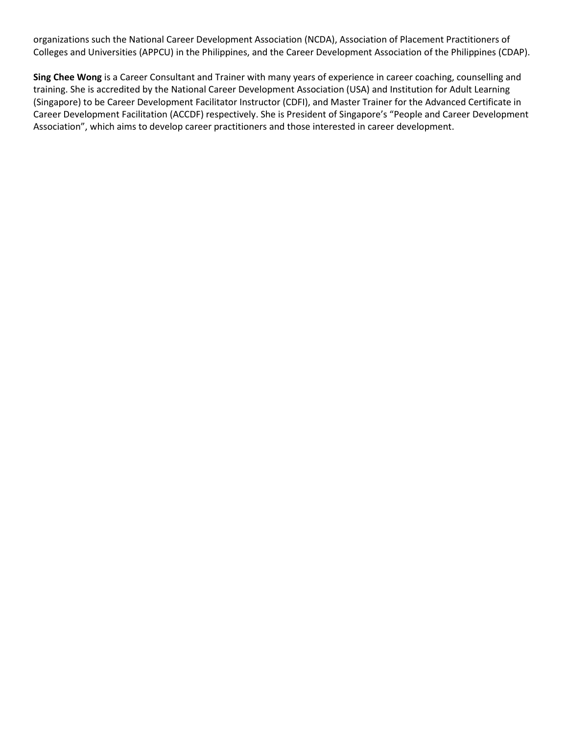organizations such the National Career Development Association (NCDA), Association of Placement Practitioners of Colleges and Universities (APPCU) in the Philippines, and the Career Development Association of the Philippines (CDAP).

**Sing Chee Wong** is a Career Consultant and Trainer with many years of experience in career coaching, counselling and training. She is accredited by the National Career Development Association (USA) and Institution for Adult Learning (Singapore) to be Career Development Facilitator Instructor (CDFI), and Master Trainer for the Advanced Certificate in Career Development Facilitation (ACCDF) respectively. She is President of Singapore's "People and Career Development Association", which aims to develop career practitioners and those interested in career development.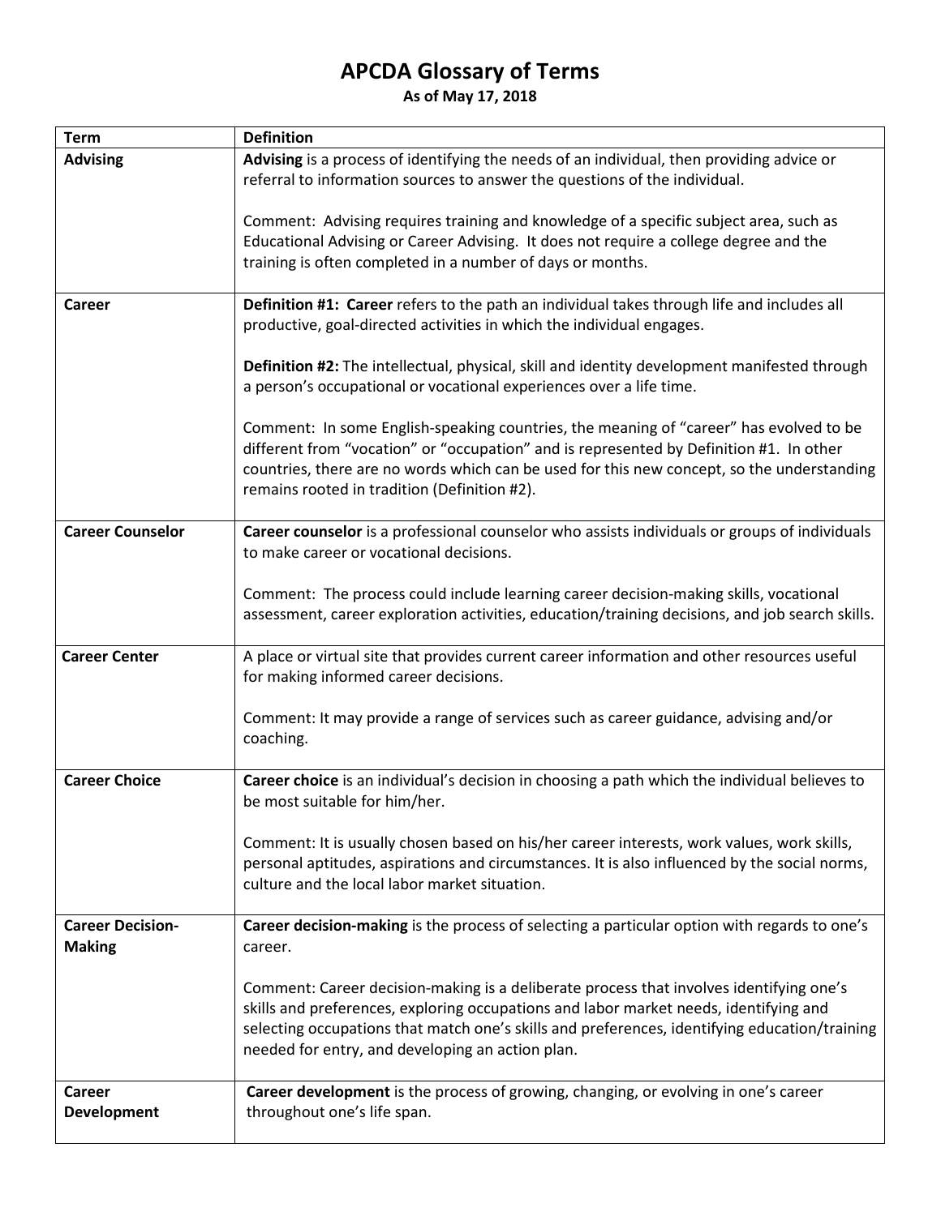# APCDA Glossary of Terms

**As of May 17, 2018**

| Term | Definition |
|---|---|
| **Advising** | **Advising** is a process of identifying the needs of an individual, then providing advice or referral to information sources to answer the questions of the individual.<br><br>Comment: Advising requires training and knowledge of a specific subject area, such as Educational Advising or Career Advising. It does not require a college degree and the training is often completed in a number of days or months. |
| **Career** | **Definition #1: Career** refers to the path an individual takes through life and includes all productive, goal-directed activities in which the individual engages.<br><br>**Definition #2:** The intellectual, physical, skill and identity development manifested through a person's occupational or vocational experiences over a life time.<br><br>Comment: In some English-speaking countries, the meaning of "career" has evolved to be different from "vocation" or "occupation" and is represented by Definition #1. In other countries, there are no words which can be used for this new concept, so the understanding remains rooted in tradition (Definition #2). |
| **Career Counselor** | **Career counselor** is a professional counselor who assists individuals or groups of individuals to make career or vocational decisions.<br><br>Comment: The process could include learning career decision-making skills, vocational assessment, career exploration activities, education/training decisions, and job search skills. |
| **Career Center** | A place or virtual site that provides current career information and other resources useful for making informed career decisions.<br><br>Comment: It may provide a range of services such as career guidance, advising and/or coaching. |
| **Career Choice** | **Career choice** is an individual's decision in choosing a path which the individual believes to be most suitable for him/her.<br><br>Comment: It is usually chosen based on his/her career interests, work values, work skills, personal aptitudes, aspirations and circumstances. It is also influenced by the social norms, culture and the local labor market situation. |
| **Career Decision-Making** | **Career decision-making** is the process of selecting a particular option with regards to one's career.<br><br>Comment: Career decision-making is a deliberate process that involves identifying one's skills and preferences, exploring occupations and labor market needs, identifying and selecting occupations that match one's skills and preferences, identifying education/training needed for entry, and developing an action plan. |
| **Career Development** | **Career development** is the process of growing, changing, or evolving in one's career throughout one's life span. |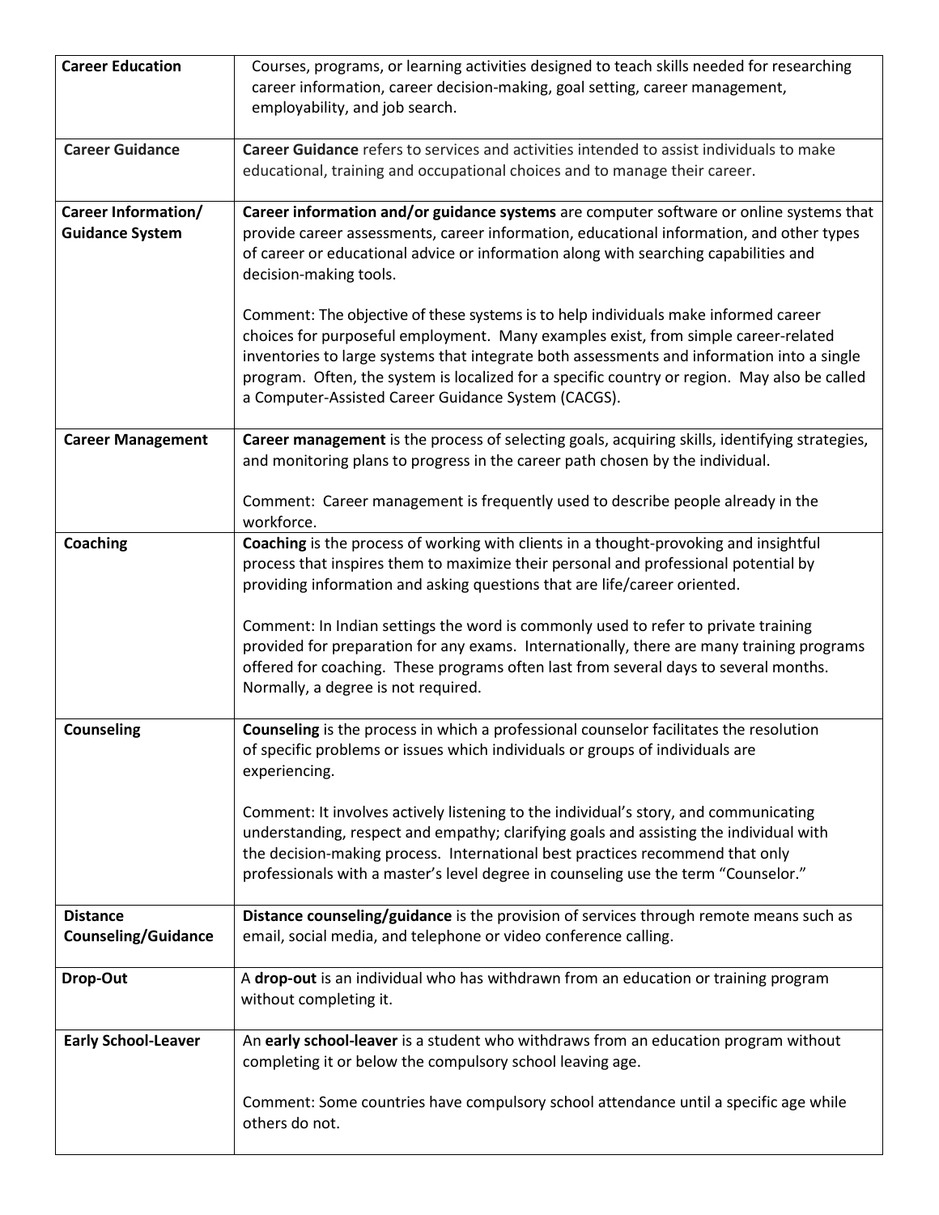| | |
|---|---|
| **Career Education** | Courses, programs, or learning activities designed to teach skills needed for researching career information, career decision-making, goal setting, career management, employability, and job search. |
| **Career Guidance** | **Career Guidance** refers to services and activities intended to assist individuals to make educational, training and occupational choices and to manage their career. |
| **Career Information/ Guidance System** | **Career information and/or guidance systems** are computer software or online systems that provide career assessments, career information, educational information, and other types of career or educational advice or information along with searching capabilities and decision-making tools.<br><br>Comment: The objective of these systems is to help individuals make informed career choices for purposeful employment. Many examples exist, from simple career-related inventories to large systems that integrate both assessments and information into a single program. Often, the system is localized for a specific country or region. May also be called a Computer-Assisted Career Guidance System (CACGS). |
| **Career Management** | **Career management** is the process of selecting goals, acquiring skills, identifying strategies, and monitoring plans to progress in the career path chosen by the individual.<br><br>Comment: Career management is frequently used to describe people already in the workforce. |
| **Coaching** | **Coaching** is the process of working with clients in a thought-provoking and insightful process that inspires them to maximize their personal and professional potential by providing information and asking questions that are life/career oriented.<br><br>Comment: In Indian settings the word is commonly used to refer to private training provided for preparation for any exams. Internationally, there are many training programs offered for coaching. These programs often last from several days to several months. Normally, a degree is not required. |
| **Counseling** | **Counseling** is the process in which a professional counselor facilitates the resolution of specific problems or issues which individuals or groups of individuals are experiencing.<br><br>Comment: It involves actively listening to the individual's story, and communicating understanding, respect and empathy; clarifying goals and assisting the individual with the decision-making process. International best practices recommend that only professionals with a master's level degree in counseling use the term "Counselor." |
| **Distance Counseling/Guidance** | **Distance counseling/guidance** is the provision of services through remote means such as email, social media, and telephone or video conference calling. |
| **Drop-Out** | A **drop-out** is an individual who has withdrawn from an education or training program without completing it. |
| **Early School-Leaver** | An **early school-leaver** is a student who withdraws from an education program without completing it or below the compulsory school leaving age.<br><br>Comment: Some countries have compulsory school attendance until a specific age while others do not. |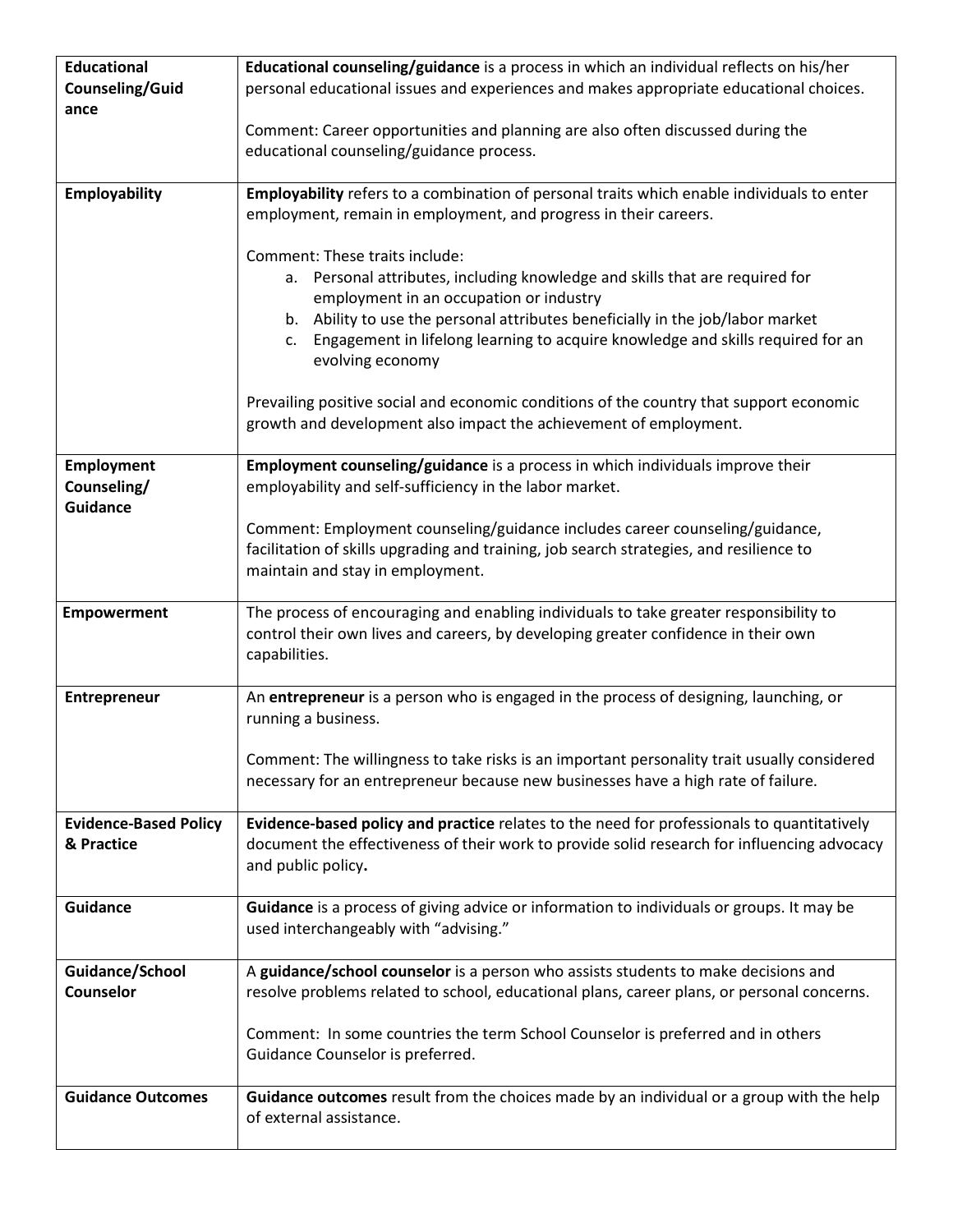| | |
|---|---|
| **Educational Counseling/Guidance** | **Educational counseling/guidance** is a process in which an individual reflects on his/her personal educational issues and experiences and makes appropriate educational choices.<br><br>Comment: Career opportunities and planning are also often discussed during the educational counseling/guidance process. |
| **Employability** | **Employability** refers to a combination of personal traits which enable individuals to enter employment, remain in employment, and progress in their careers.<br><br>Comment: These traits include:<br>a. Personal attributes, including knowledge and skills that are required for employment in an occupation or industry<br>b. Ability to use the personal attributes beneficially in the job/labor market<br>c. Engagement in lifelong learning to acquire knowledge and skills required for an evolving economy<br><br>Prevailing positive social and economic conditions of the country that support economic growth and development also impact the achievement of employment. |
| **Employment Counseling/ Guidance** | **Employment counseling/guidance** is a process in which individuals improve their employability and self-sufficiency in the labor market.<br><br>Comment: Employment counseling/guidance includes career counseling/guidance, facilitation of skills upgrading and training, job search strategies, and resilience to maintain and stay in employment. |
| **Empowerment** | The process of encouraging and enabling individuals to take greater responsibility to control their own lives and careers, by developing greater confidence in their own capabilities. |
| **Entrepreneur** | An **entrepreneur** is a person who is engaged in the process of designing, launching, or running a business.<br><br>Comment: The willingness to take risks is an important personality trait usually considered necessary for an entrepreneur because new businesses have a high rate of failure. |
| **Evidence-Based Policy & Practice** | **Evidence-based policy and practice** relates to the need for professionals to quantitatively document the effectiveness of their work to provide solid research for influencing advocacy and public policy**.** |
| **Guidance** | **Guidance** is a process of giving advice or information to individuals or groups. It may be used interchangeably with "advising." |
| **Guidance/School Counselor** | A **guidance/school counselor** is a person who assists students to make decisions and resolve problems related to school, educational plans, career plans, or personal concerns.<br><br>Comment: In some countries the term School Counselor is preferred and in others Guidance Counselor is preferred. |
| **Guidance Outcomes** | **Guidance outcomes** result from the choices made by an individual or a group with the help of external assistance. |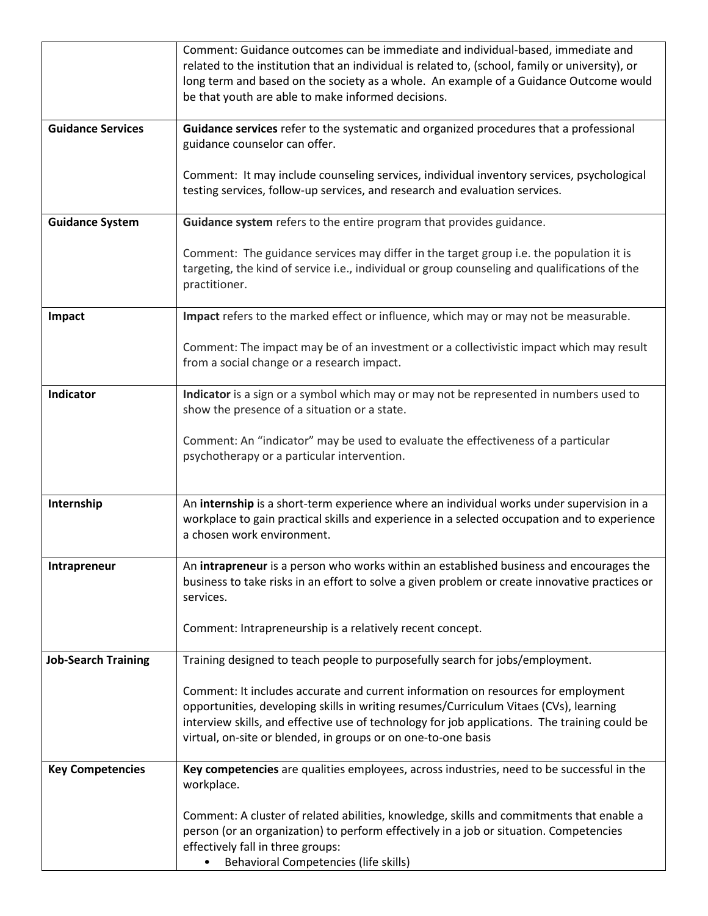| | |
|---|---|
| | Comment: Guidance outcomes can be immediate and individual-based, immediate and related to the institution that an individual is related to, (school, family or university), or long term and based on the society as a whole. An example of a Guidance Outcome would be that youth are able to make informed decisions. |
| **Guidance Services** | **Guidance services** refer to the systematic and organized procedures that a professional guidance counselor can offer.<br><br>Comment: It may include counseling services, individual inventory services, psychological testing services, follow-up services, and research and evaluation services. |
| **Guidance System** | **Guidance system** refers to the entire program that provides guidance.<br><br>Comment: The guidance services may differ in the target group i.e. the population it is targeting, the kind of service i.e., individual or group counseling and qualifications of the practitioner. |
| **Impact** | **Impact** refers to the marked effect or influence, which may or may not be measurable.<br><br>Comment: The impact may be of an investment or a collectivistic impact which may result from a social change or a research impact. |
| **Indicator** | **Indicator** is a sign or a symbol which may or may not be represented in numbers used to show the presence of a situation or a state.<br><br>Comment: An "indicator" may be used to evaluate the effectiveness of a particular psychotherapy or a particular intervention. |
| **Internship** | An **internship** is a short-term experience where an individual works under supervision in a workplace to gain practical skills and experience in a selected occupation and to experience a chosen work environment. |
| **Intrapreneur** | An **intrapreneur** is a person who works within an established business and encourages the business to take risks in an effort to solve a given problem or create innovative practices or services.<br><br>Comment: Intrapreneurship is a relatively recent concept. |
| **Job-Search Training** | Training designed to teach people to purposefully search for jobs/employment.<br><br>Comment: It includes accurate and current information on resources for employment opportunities, developing skills in writing resumes/Curriculum Vitaes (CVs), learning interview skills, and effective use of technology for job applications. The training could be virtual, on-site or blended, in groups or on one-to-one basis |
| **Key Competencies** | **Key competencies** are qualities employees, across industries, need to be successful in the workplace.<br><br>Comment: A cluster of related abilities, knowledge, skills and commitments that enable a person (or an organization) to perform effectively in a job or situation. Competencies effectively fall in three groups:<br>• Behavioral Competencies (life skills) |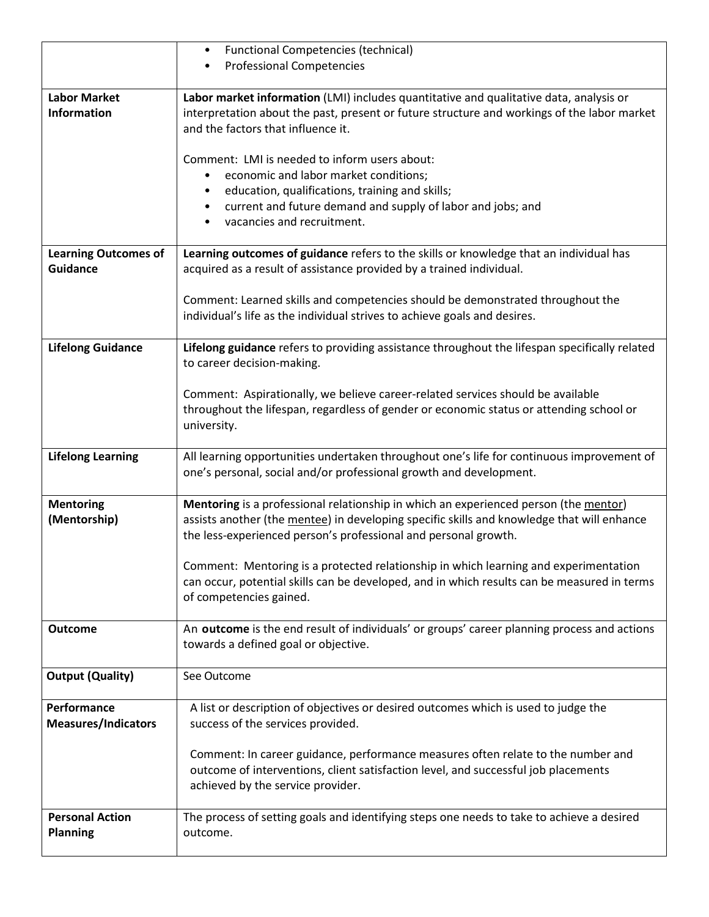| | |
|---|---|
| | • Functional Competencies (technical)<br>• Professional Competencies |
| **Labor Market Information** | **Labor market information** (LMI) includes quantitative and qualitative data, analysis or interpretation about the past, present or future structure and workings of the labor market and the factors that influence it.<br><br>Comment: LMI is needed to inform users about:<br>• economic and labor market conditions;<br>• education, qualifications, training and skills;<br>• current and future demand and supply of labor and jobs; and<br>• vacancies and recruitment. |
| **Learning Outcomes of Guidance** | **Learning outcomes of guidance** refers to the skills or knowledge that an individual has acquired as a result of assistance provided by a trained individual.<br><br>Comment: Learned skills and competencies should be demonstrated throughout the individual's life as the individual strives to achieve goals and desires. |
| **Lifelong Guidance** | **Lifelong guidance** refers to providing assistance throughout the lifespan specifically related to career decision-making.<br><br>Comment: Aspirationally, we believe career-related services should be available throughout the lifespan, regardless of gender or economic status or attending school or university. |
| **Lifelong Learning** | All learning opportunities undertaken throughout one's life for continuous improvement of one's personal, social and/or professional growth and development. |
| **Mentoring (Mentorship)** | **Mentoring** is a professional relationship in which an experienced person (the <u>mentor</u>) assists another (the <u>mentee</u>) in developing specific skills and knowledge that will enhance the less-experienced person's professional and personal growth.<br><br>Comment: Mentoring is a protected relationship in which learning and experimentation can occur, potential skills can be developed, and in which results can be measured in terms of competencies gained. |
| **Outcome** | An **outcome** is the end result of individuals' or groups' career planning process and actions towards a defined goal or objective. |
| **Output (Quality)** | See Outcome |
| **Performance Measures/Indicators** | A list or description of objectives or desired outcomes which is used to judge the success of the services provided.<br><br>Comment: In career guidance, performance measures often relate to the number and outcome of interventions, client satisfaction level, and successful job placements achieved by the service provider. |
| **Personal Action Planning** | The process of setting goals and identifying steps one needs to take to achieve a desired outcome. |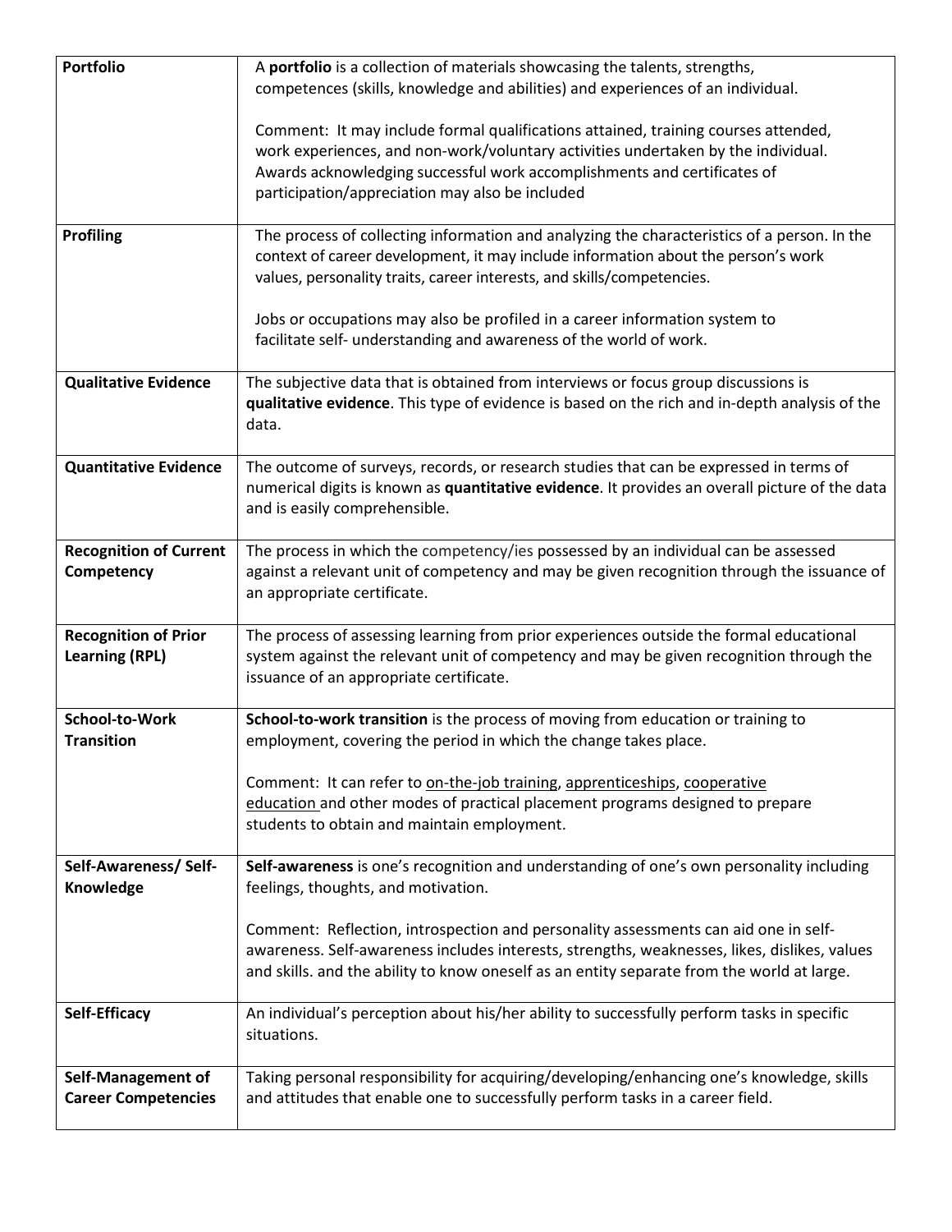| | |
|---|---|
| **Portfolio** | A **portfolio** is a collection of materials showcasing the talents, strengths, competences (skills, knowledge and abilities) and experiences of an individual.<br><br>Comment: It may include formal qualifications attained, training courses attended, work experiences, and non-work/voluntary activities undertaken by the individual. Awards acknowledging successful work accomplishments and certificates of participation/appreciation may also be included |
| **Profiling** | The process of collecting information and analyzing the characteristics of a person. In the context of career development, it may include information about the person's work values, personality traits, career interests, and skills/competencies.<br><br>Jobs or occupations may also be profiled in a career information system to facilitate self- understanding and awareness of the world of work. |
| **Qualitative Evidence** | The subjective data that is obtained from interviews or focus group discussions is **qualitative evidence**. This type of evidence is based on the rich and in-depth analysis of the data. |
| **Quantitative Evidence** | The outcome of surveys, records, or research studies that can be expressed in terms of numerical digits is known as **quantitative evidence**. It provides an overall picture of the data and is easily comprehensible. |
| **Recognition of Current Competency** | The process in which the competency/ies possessed by an individual can be assessed against a relevant unit of competency and may be given recognition through the issuance of an appropriate certificate. |
| **Recognition of Prior Learning (RPL)** | The process of assessing learning from prior experiences outside the formal educational system against the relevant unit of competency and may be given recognition through the issuance of an appropriate certificate. |
| **School-to-Work Transition** | **School-to-work transition** is the process of moving from education or training to employment, covering the period in which the change takes place.<br><br>Comment: It can refer to on-the-job training, apprenticeships, cooperative education and other modes of practical placement programs designed to prepare students to obtain and maintain employment. |
| **Self-Awareness/ Self-Knowledge** | **Self-awareness** is one's recognition and understanding of one's own personality including feelings, thoughts, and motivation.<br><br>Comment: Reflection, introspection and personality assessments can aid one in self-awareness. Self-awareness includes interests, strengths, weaknesses, likes, dislikes, values and skills. and the ability to know oneself as an entity separate from the world at large. |
| **Self-Efficacy** | An individual's perception about his/her ability to successfully perform tasks in specific situations. |
| **Self-Management of Career Competencies** | Taking personal responsibility for acquiring/developing/enhancing one's knowledge, skills and attitudes that enable one to successfully perform tasks in a career field. |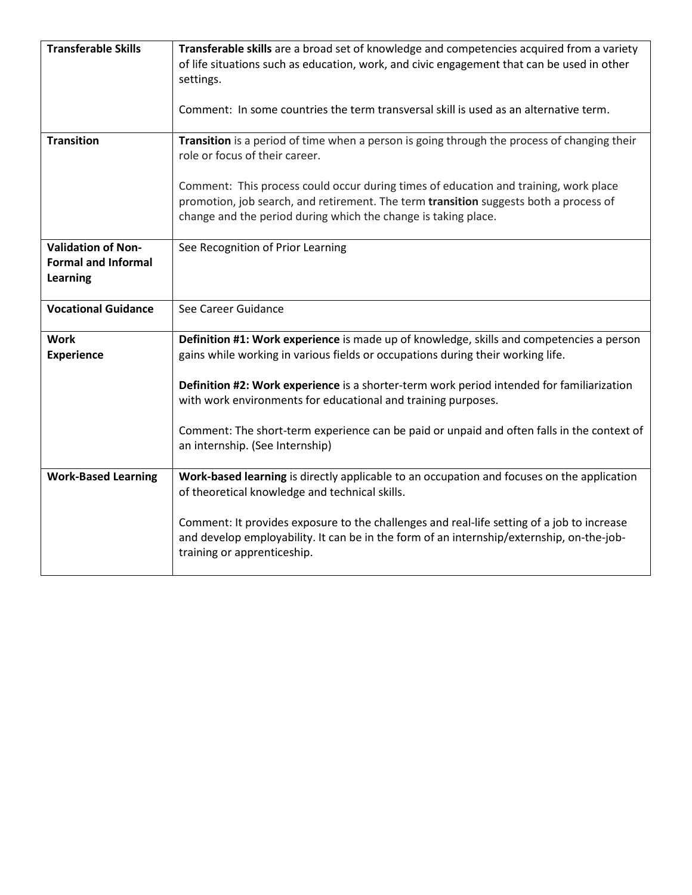| | |
|---|---|
| **Transferable Skills** | **Transferable skills** are a broad set of knowledge and competencies acquired from a variety of life situations such as education, work, and civic engagement that can be used in other settings.<br><br>Comment: In some countries the term transversal skill is used as an alternative term. |
| **Transition** | **Transition** is a period of time when a person is going through the process of changing their role or focus of their career.<br><br>Comment: This process could occur during times of education and training, work place promotion, job search, and retirement. The term **transition** suggests both a process of change and the period during which the change is taking place. |
| **Validation of Non-Formal and Informal Learning** | See Recognition of Prior Learning |
| **Vocational Guidance** | See Career Guidance |
| **Work Experience** | **Definition #1: Work experience** is made up of knowledge, skills and competencies a person gains while working in various fields or occupations during their working life.<br><br>**Definition #2: Work experience** is a shorter-term work period intended for familiarization with work environments for educational and training purposes.<br><br>Comment: The short-term experience can be paid or unpaid and often falls in the context of an internship. (See Internship) |
| **Work-Based Learning** | **Work-based learning** is directly applicable to an occupation and focuses on the application of theoretical knowledge and technical skills.<br><br>Comment: It provides exposure to the challenges and real-life setting of a job to increase and develop employability. It can be in the form of an internship/externship, on-the-job-training or apprenticeship. |